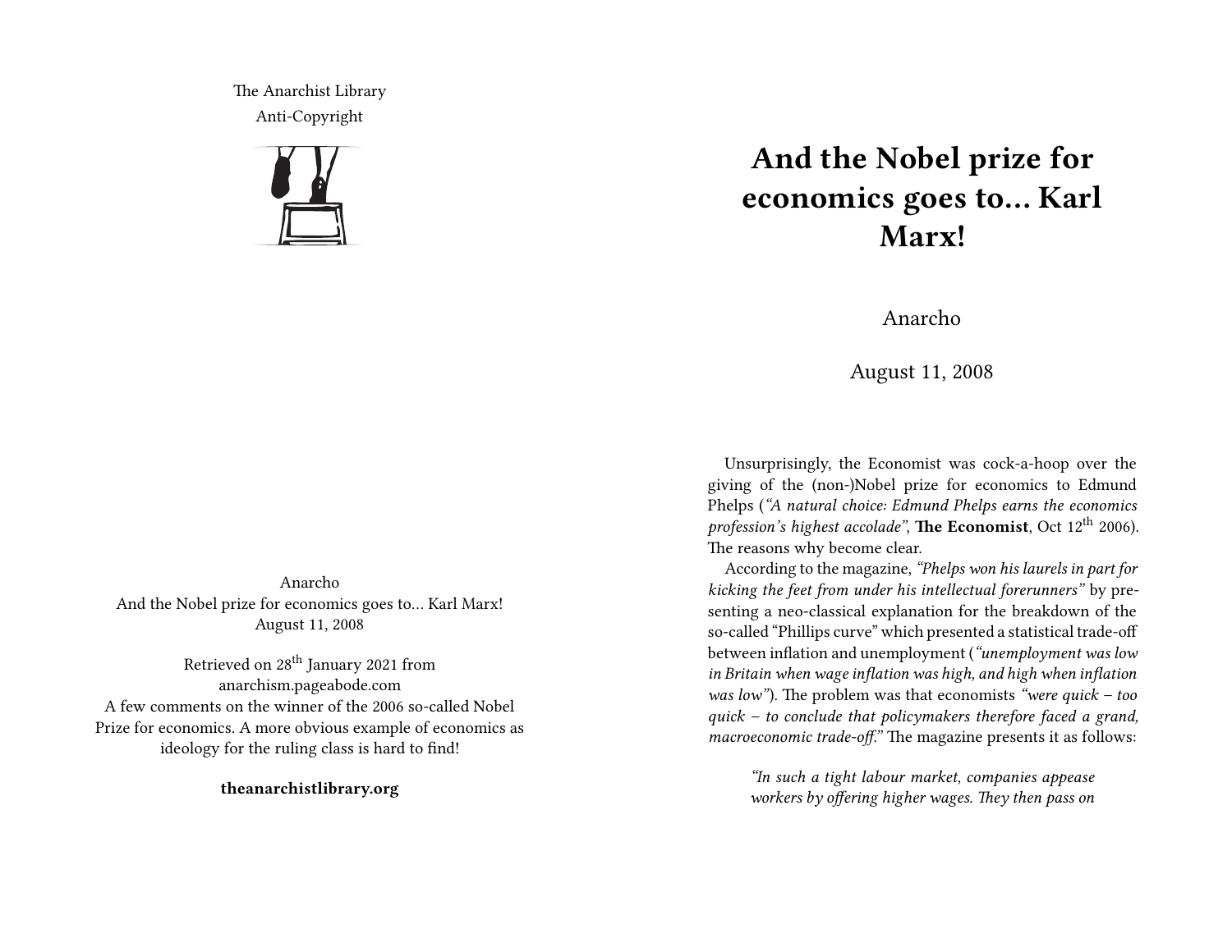The Anarchist Library
Anti-Copyright

Anarcho
And the Nobel prize for economics goes to… Karl Marx!
August 11, 2008

Retrieved on 28th January 2021 from anarchism.pageabode.com
A few comments on the winner of the 2006 so-called Nobel Prize for economics. A more obvious example of economics as ideology for the ruling class is hard to find!

**theanarchistlibrary.org**

# And the Nobel prize for economics goes to… Karl Marx!

Anarcho

August 11, 2008

Unsurprisingly, the Economist was cock-a-hoop over the giving of the (non-)Nobel prize for economics to Edmund Phelps (*"A natural choice: Edmund Phelps earns the economics profession's highest accolade"*, **The Economist**, Oct 12th 2006). The reasons why become clear.

According to the magazine, *"Phelps won his laurels in part for kicking the feet from under his intellectual forerunners"* by presenting a neo-classical explanation for the breakdown of the so-called "Phillips curve" which presented a statistical trade-off between inflation and unemployment (*"unemployment was low in Britain when wage inflation was high, and high when inflation was low"*). The problem was that economists *"were quick – too quick – to conclude that policymakers therefore faced a grand, macroeconomic trade-off."* The magazine presents it as follows:

> *"In such a tight labour market, companies appease workers by offering higher wages. They then pass on*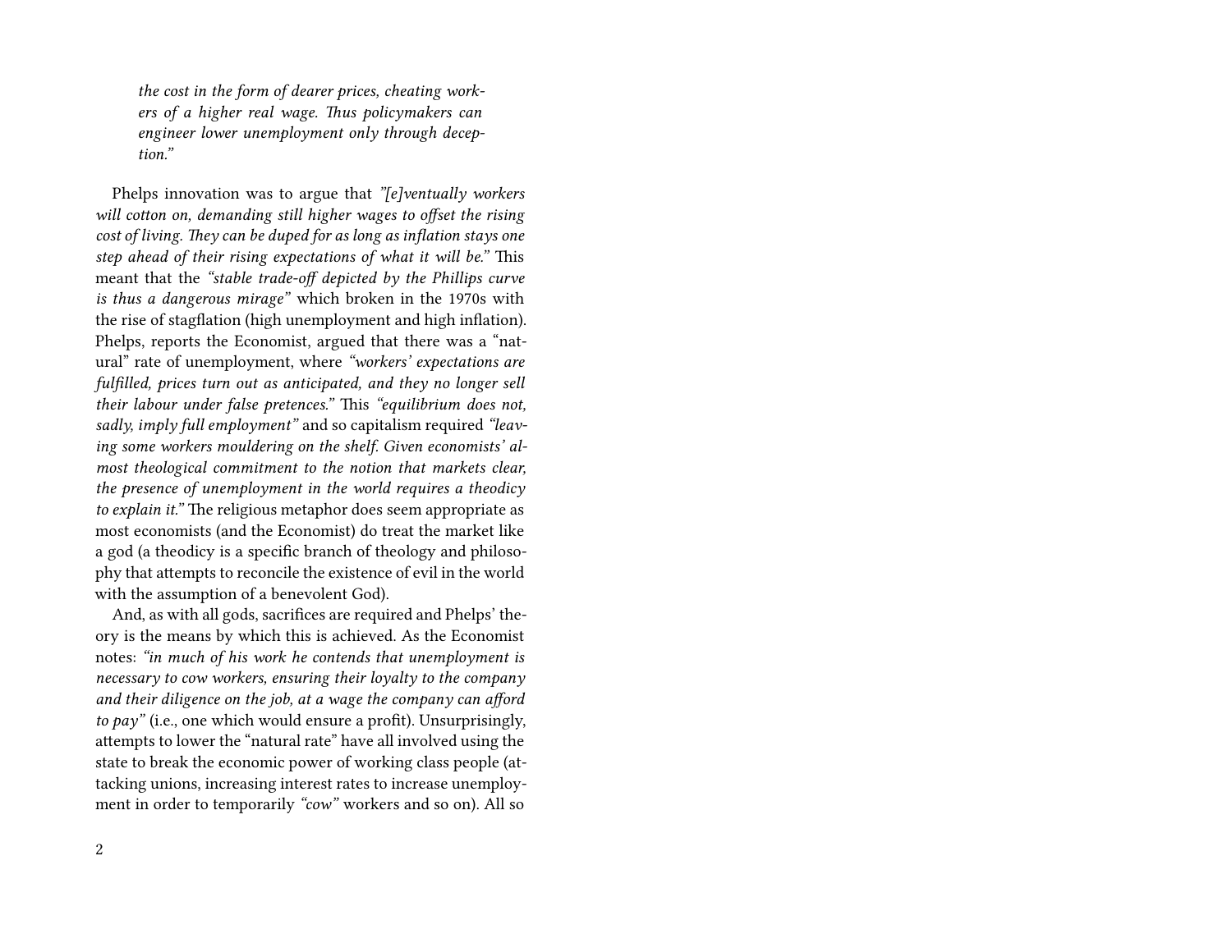*the cost in the form of dearer prices, cheating workers of a higher real wage. Thus policymakers can engineer lower unemployment only through deception."*

Phelps innovation was to argue that *"[e]ventually workers will cotton on, demanding still higher wages to offset the rising cost of living. They can be duped for as long as inflation stays one step ahead of their rising expectations of what it will be."* This meant that the *"stable trade-off depicted by the Phillips curve is thus a dangerous mirage"* which broken in the 1970s with the rise of stagflation (high unemployment and high inflation). Phelps, reports the Economist, argued that there was a "natural" rate of unemployment, where *"workers' expectations are fulfilled, prices turn out as anticipated, and they no longer sell their labour under false pretences."* This *"equilibrium does not, sadly, imply full employment"* and so capitalism required *"leaving some workers mouldering on the shelf. Given economists' almost theological commitment to the notion that markets clear, the presence of unemployment in the world requires a theodicy to explain it."* The religious metaphor does seem appropriate as most economists (and the Economist) do treat the market like a god (a theodicy is a specific branch of theology and philosophy that attempts to reconcile the existence of evil in the world with the assumption of a benevolent God).

And, as with all gods, sacrifices are required and Phelps' theory is the means by which this is achieved. As the Economist notes: *"in much of his work he contends that unemployment is necessary to cow workers, ensuring their loyalty to the company and their diligence on the job, at a wage the company can afford to pay"* (i.e., one which would ensure a profit). Unsurprisingly, attempts to lower the "natural rate" have all involved using the state to break the economic power of working class people (attacking unions, increasing interest rates to increase unemployment in order to temporarily *"cow"* workers and so on). All so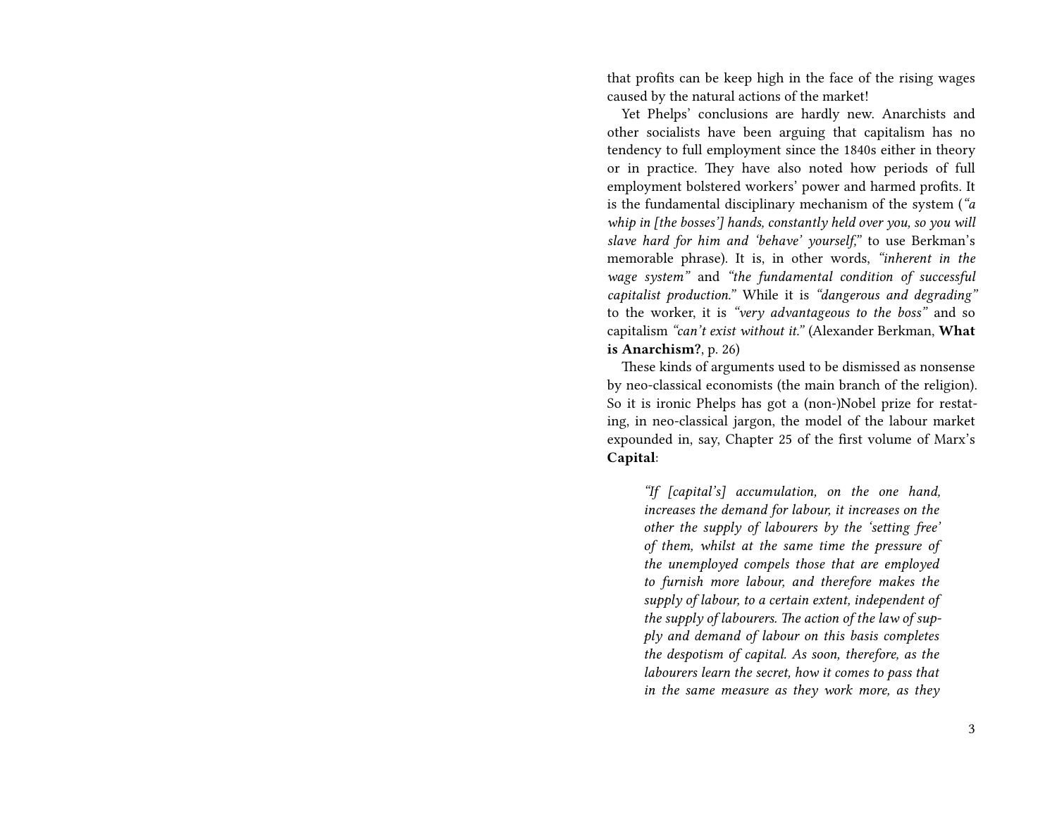that profits can be keep high in the face of the rising wages caused by the natural actions of the market!

Yet Phelps' conclusions are hardly new. Anarchists and other socialists have been arguing that capitalism has no tendency to full employment since the 1840s either in theory or in practice. They have also noted how periods of full employment bolstered workers' power and harmed profits. It is the fundamental disciplinary mechanism of the system (*"a whip in [the bosses'] hands, constantly held over you, so you will slave hard for him and 'behave' yourself,"* to use Berkman's memorable phrase). It is, in other words, *"inherent in the wage system"* and *"the fundamental condition of successful capitalist production."* While it is *"dangerous and degrading"* to the worker, it is *"very advantageous to the boss"* and so capitalism *"can't exist without it."* (Alexander Berkman, **What is Anarchism?**, p. 26)

These kinds of arguments used to be dismissed as nonsense by neo-classical economists (the main branch of the religion). So it is ironic Phelps has got a (non-)Nobel prize for restating, in neo-classical jargon, the model of the labour market expounded in, say, Chapter 25 of the first volume of Marx's **Capital**:

> *"If [capital's] accumulation, on the one hand, increases the demand for labour, it increases on the other the supply of labourers by the 'setting free' of them, whilst at the same time the pressure of the unemployed compels those that are employed to furnish more labour, and therefore makes the supply of labour, to a certain extent, independent of the supply of labourers. The action of the law of supply and demand of labour on this basis completes the despotism of capital. As soon, therefore, as the labourers learn the secret, how it comes to pass that in the same measure as they work more, as they*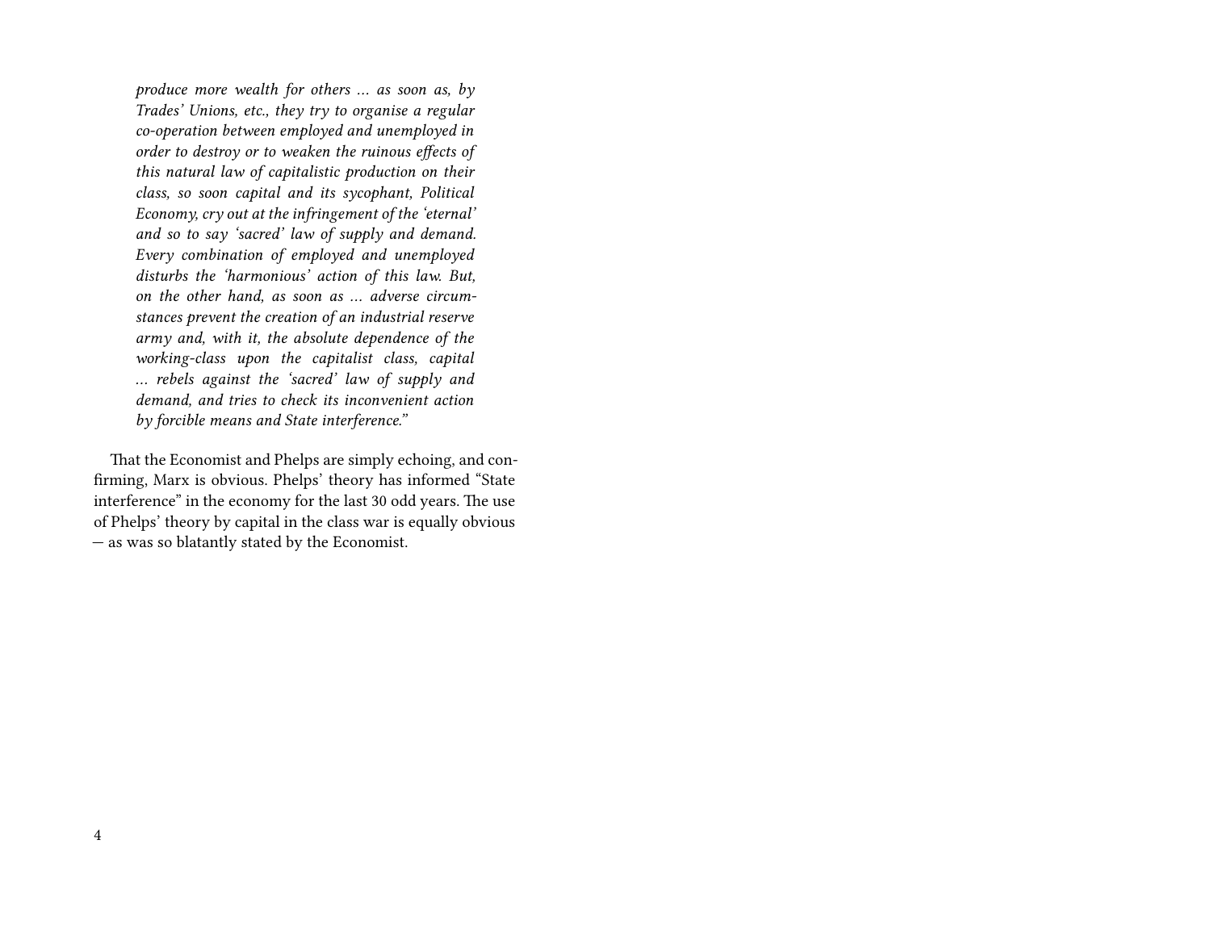> *produce more wealth for others ... as soon as, by Trades' Unions, etc., they try to organise a regular co-operation between employed and unemployed in order to destroy or to weaken the ruinous effects of this natural law of capitalistic production on their class, so soon capital and its sycophant, Political Economy, cry out at the infringement of the 'eternal' and so to say 'sacred' law of supply and demand. Every combination of employed and unemployed disturbs the 'harmonious' action of this law. But, on the other hand, as soon as ... adverse circumstances prevent the creation of an industrial reserve army and, with it, the absolute dependence of the working-class upon the capitalist class, capital ... rebels against the 'sacred' law of supply and demand, and tries to check its inconvenient action by forcible means and State interference."*

That the Economist and Phelps are simply echoing, and confirming, Marx is obvious. Phelps' theory has informed "State interference" in the economy for the last 30 odd years. The use of Phelps' theory by capital in the class war is equally obvious — as was so blatantly stated by the Economist.